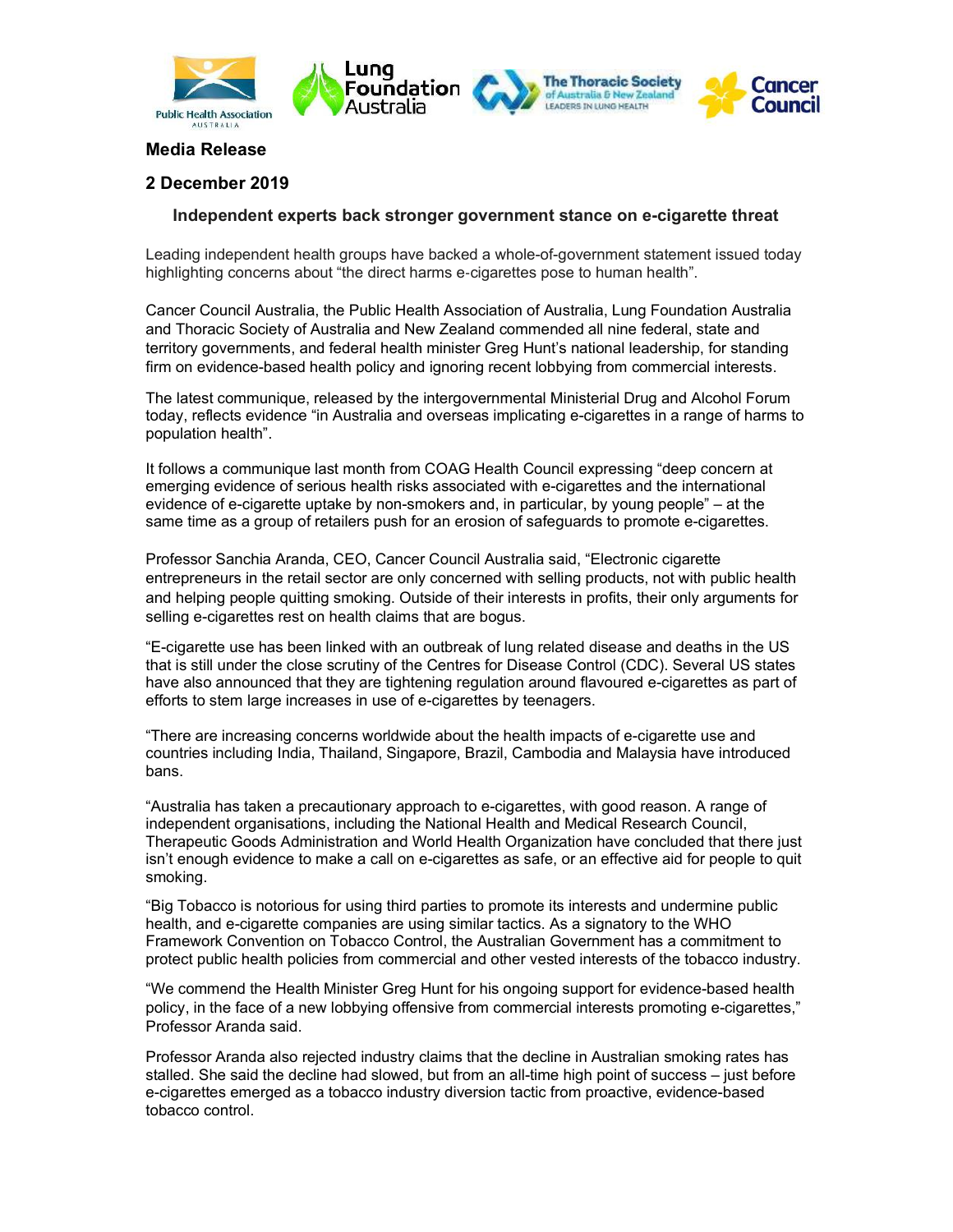**Media Release**

**2 December 2019**

### Independent experts back stronger government stance on e-cigarette threat

Leading independent health groups have backed a whole-of-government statement issued today highlighting concerns about "the direct harms e-cigarettes pose to human health".

Cancer Council Australia, the Public Health Association of Australia, Lung Foundation Australia and Thoracic Society of Australia and New Zealand commended all nine federal, state and territory governments, and federal health minister Greg Hunt's national leadership, for standing firm on evidence-based health policy and ignoring recent lobbying from commercial interests.

The latest communique, released by the intergovernmental Ministerial Drug and Alcohol Forum today, reflects evidence "in Australia and overseas implicating e-cigarettes in a range of harms to population health".

It follows a communique last month from COAG Health Council expressing "deep concern at emerging evidence of serious health risks associated with e-cigarettes and the international evidence of e-cigarette uptake by non-smokers and, in particular, by young people" – at the same time as a group of retailers push for an erosion of safeguards to promote e-cigarettes.

Professor Sanchia Aranda, CEO, Cancer Council Australia said, "Electronic cigarette entrepreneurs in the retail sector are only concerned with selling products, not with public health and helping people quitting smoking. Outside of their interests in profits, their only arguments for selling e-cigarettes rest on health claims that are bogus.

"E-cigarette use has been linked with an outbreak of lung related disease and deaths in the US that is still under the close scrutiny of the Centres for Disease Control (CDC). Several US states have also announced that they are tightening regulation around flavoured e-cigarettes as part of efforts to stem large increases in use of e-cigarettes by teenagers.

"There are increasing concerns worldwide about the health impacts of e-cigarette use and countries including India, Thailand, Singapore, Brazil, Cambodia and Malaysia have introduced bans.

"Australia has taken a precautionary approach to e-cigarettes, with good reason. A range of independent organisations, including the National Health and Medical Research Council, Therapeutic Goods Administration and World Health Organization have concluded that there just isn't enough evidence to make a call on e-cigarettes as safe, or an effective aid for people to quit smoking.

"Big Tobacco is notorious for using third parties to promote its interests and undermine public health, and e-cigarette companies are using similar tactics. As a signatory to the WHO Framework Convention on Tobacco Control, the Australian Government has a commitment to protect public health policies from commercial and other vested interests of the tobacco industry.

"We commend the Health Minister Greg Hunt for his ongoing support for evidence-based health policy, in the face of a new lobbying offensive from commercial interests promoting e-cigarettes," Professor Aranda said.

Professor Aranda also rejected industry claims that the decline in Australian smoking rates has stalled. She said the decline had slowed, but from an all-time high point of success – just before e-cigarettes emerged as a tobacco industry diversion tactic from proactive, evidence-based tobacco control.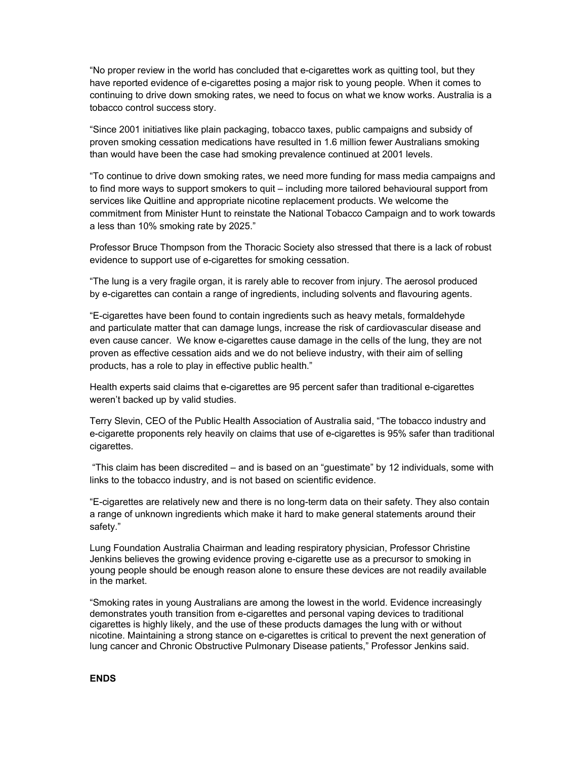"No proper review in the world has concluded that e-cigarettes work as quitting tool, but they have reported evidence of e-cigarettes posing a major risk to young people. When it comes to continuing to drive down smoking rates, we need to focus on what we know works. Australia is a tobacco control success story.

"Since 2001 initiatives like plain packaging, tobacco taxes, public campaigns and subsidy of proven smoking cessation medications have resulted in 1.6 million fewer Australians smoking than would have been the case had smoking prevalence continued at 2001 levels.

"To continue to drive down smoking rates, we need more funding for mass media campaigns and to find more ways to support smokers to quit – including more tailored behavioural support from services like Quitline and appropriate nicotine replacement products. We welcome the commitment from Minister Hunt to reinstate the National Tobacco Campaign and to work towards a less than 10% smoking rate by 2025."

Professor Bruce Thompson from the Thoracic Society also stressed that there is a lack of robust evidence to support use of e-cigarettes for smoking cessation.

"The lung is a very fragile organ, it is rarely able to recover from injury. The aerosol produced by e-cigarettes can contain a range of ingredients, including solvents and flavouring agents.

"E-cigarettes have been found to contain ingredients such as heavy metals, formaldehyde and particulate matter that can damage lungs, increase the risk of cardiovascular disease and even cause cancer. We know e-cigarettes cause damage in the cells of the lung, they are not proven as effective cessation aids and we do not believe industry, with their aim of selling products, has a role to play in effective public health."

Health experts said claims that e-cigarettes are 95 percent safer than traditional e-cigarettes weren't backed up by valid studies.

Terry Slevin, CEO of the Public Health Association of Australia said, "The tobacco industry and e-cigarette proponents rely heavily on claims that use of e-cigarettes is 95% safer than traditional cigarettes.

"This claim has been discredited – and is based on an "guestimate" by 12 individuals, some with links to the tobacco industry, and is not based on scientific evidence.

"E-cigarettes are relatively new and there is no long-term data on their safety. They also contain a range of unknown ingredients which make it hard to make general statements around their safety."

Lung Foundation Australia Chairman and leading respiratory physician, Professor Christine Jenkins believes the growing evidence proving e-cigarette use as a precursor to smoking in young people should be enough reason alone to ensure these devices are not readily available in the market.

"Smoking rates in young Australians are among the lowest in the world. Evidence increasingly demonstrates youth transition from e-cigarettes and personal vaping devices to traditional cigarettes is highly likely, and the use of these products damages the lung with or without nicotine. Maintaining a strong stance on e-cigarettes is critical to prevent the next generation of lung cancer and Chronic Obstructive Pulmonary Disease patients," Professor Jenkins said.

**ENDS**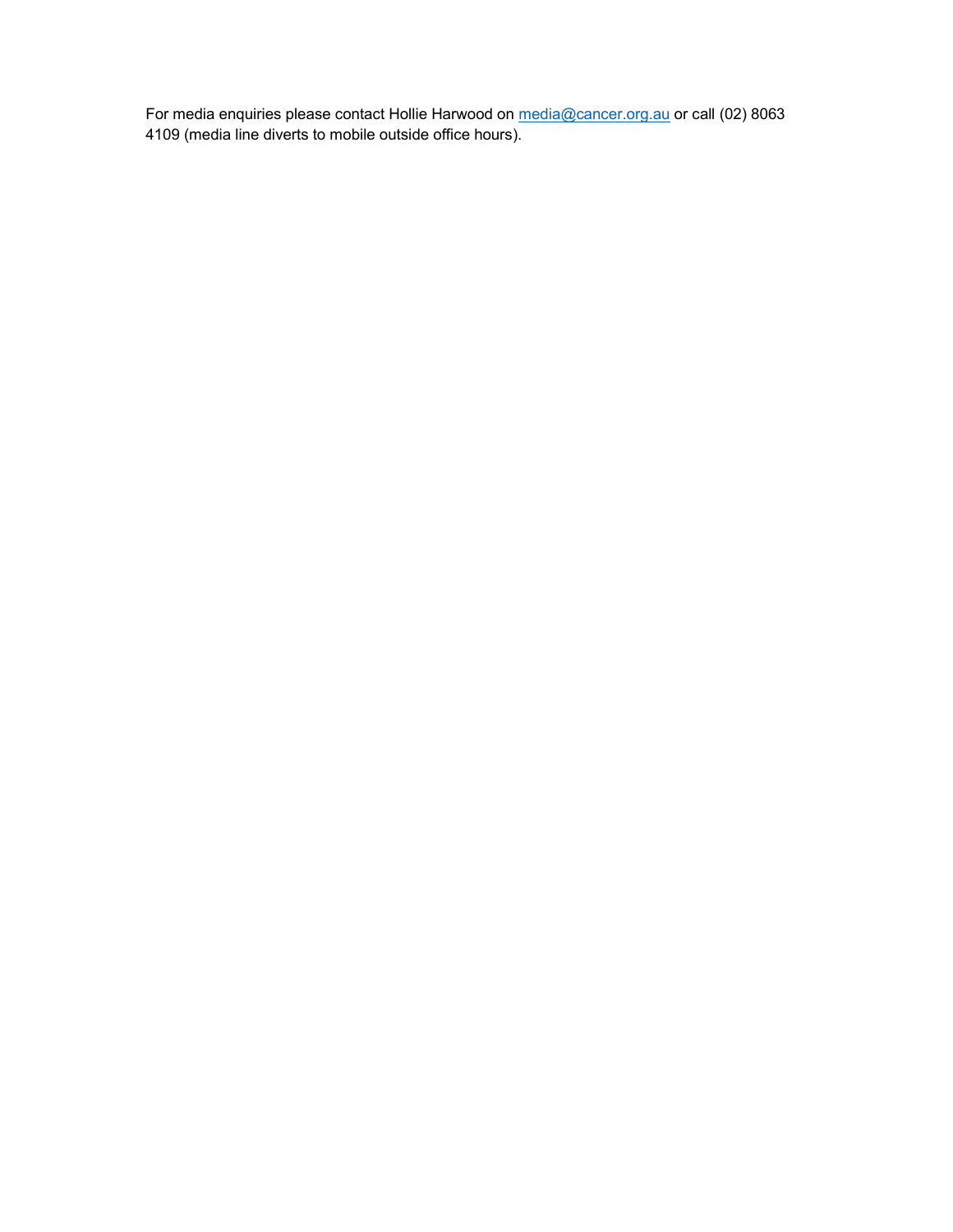For media enquiries please contact Hollie Harwood on media@cancer.org.au or call (02) 8063 4109 (media line diverts to mobile outside office hours).